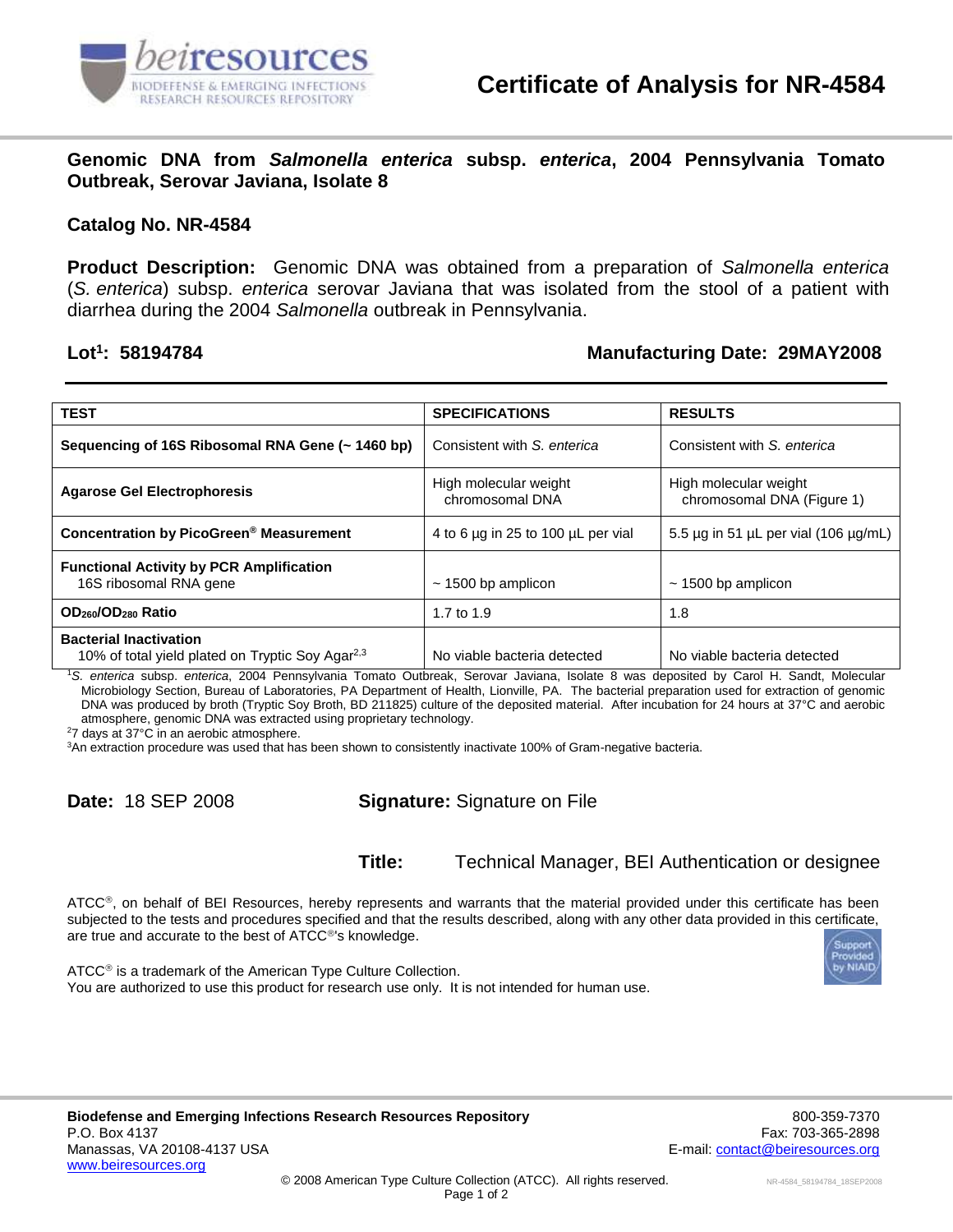# Certificate of Analysis for NR-4584

## Genomic DNA from *Salmonella enterica* subsp. *enterica*, 2004 Pennsylvania Tomato Outbreak, Serovar Javiana, Isolate 8

**Catalog No. NR-4584**

**Product Description:** Genomic DNA was obtained from a preparation of *Salmonella enterica* (*S. enterica*) subsp. *enterica* serovar Javiana that was isolated from the stool of a patient with diarrhea during the 2004 *Salmonella* outbreak in Pennsylvania.

**Lot[1]: 58194784** **Manufacturing Date: 29MAY2008**

| TEST | SPECIFICATIONS | RESULTS |
|---|---|---|
| **Sequencing of 16S Ribosomal RNA Gene (~ 1460 bp)** | Consistent with *S. enterica* | Consistent with *S. enterica* |
| **Agarose Gel Electrophoresis** | High molecular weight chromosomal DNA | High molecular weight chromosomal DNA (Figure 1) |
| **Concentration by PicoGreen® Measurement** | 4 to 6 µg in 25 to 100 µL per vial | 5.5 µg in 51 µL per vial (106 µg/mL) |
| **Functional Activity by PCR Amplification** 16S ribosomal RNA gene | ~ 1500 bp amplicon | ~ 1500 bp amplicon |
| **$OD_{260}/OD_{280}$ Ratio** | 1.7 to 1.9 | 1.8 |
| **Bacterial Inactivation** 10% of total yield plated on Tryptic Soy Agar[2,3] | No viable bacteria detected | No viable bacteria detected |

[1] *S. enterica* subsp. *enterica*, 2004 Pennsylvania Tomato Outbreak, Serovar Javiana, Isolate 8 was deposited by Carol H. Sandt, Molecular Microbiology Section, Bureau of Laboratories, PA Department of Health, Lionville, PA. The bacterial preparation used for extraction of genomic DNA was produced by broth (Tryptic Soy Broth, BD 211825) culture of the deposited material. After incubation for 24 hours at 37°C and aerobic atmosphere, genomic DNA was extracted using proprietary technology.

[2] 7 days at 37°C in an aerobic atmosphere.

[3] An extraction procedure was used that has been shown to consistently inactivate 100% of Gram-negative bacteria.

**Date:** 18 SEP 2008 **Signature:** Signature on File

**Title:** Technical Manager, BEI Authentication or designee

ATCC®, on behalf of BEI Resources, hereby represents and warrants that the material provided under this certificate has been subjected to the tests and procedures specified and that the results described, along with any other data provided in this certificate, are true and accurate to the best of ATCC®'s knowledge.

ATCC® is a trademark of the American Type Culture Collection.
You are authorized to use this product for research use only. It is not intended for human use.

**Biodefense and Emerging Infections Research Resources Repository**
P.O. Box 4137
Manassas, VA 20108-4137 USA
www.beiresources.org

800-359-7370
Fax: 703-365-2898
E-mail: contact@beiresources.org

© 2008 American Type Culture Collection (ATCC). All rights reserved.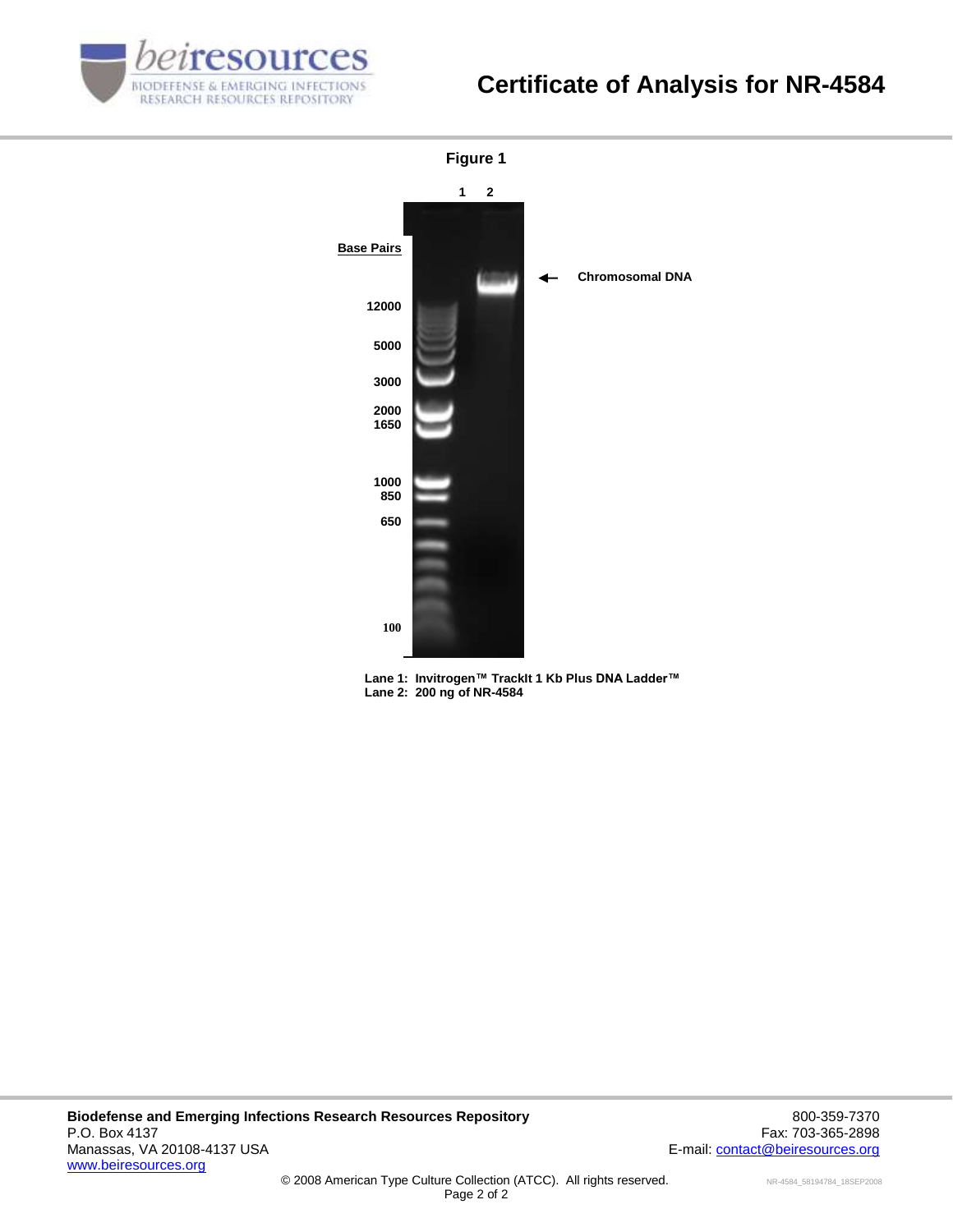**Figure 1**

1 2

Base Pairs

12000

5000

3000

2000

1650

1000

850

650

100

Chromosomal DNA

**Lane 1: Invitrogen™ TrackIt 1 Kb Plus DNA Ladder™**
**Lane 2: 200 ng of NR-4584**

**Biodefense and Emerging Infections Research Resources Repository**
P.O. Box 4137
Manassas, VA 20108-4137 USA
www.beiresources.org

800-359-7370
Fax: 703-365-2898
E-mail: contact@beiresources.org

© 2008 American Type Culture Collection (ATCC). All rights reserved.